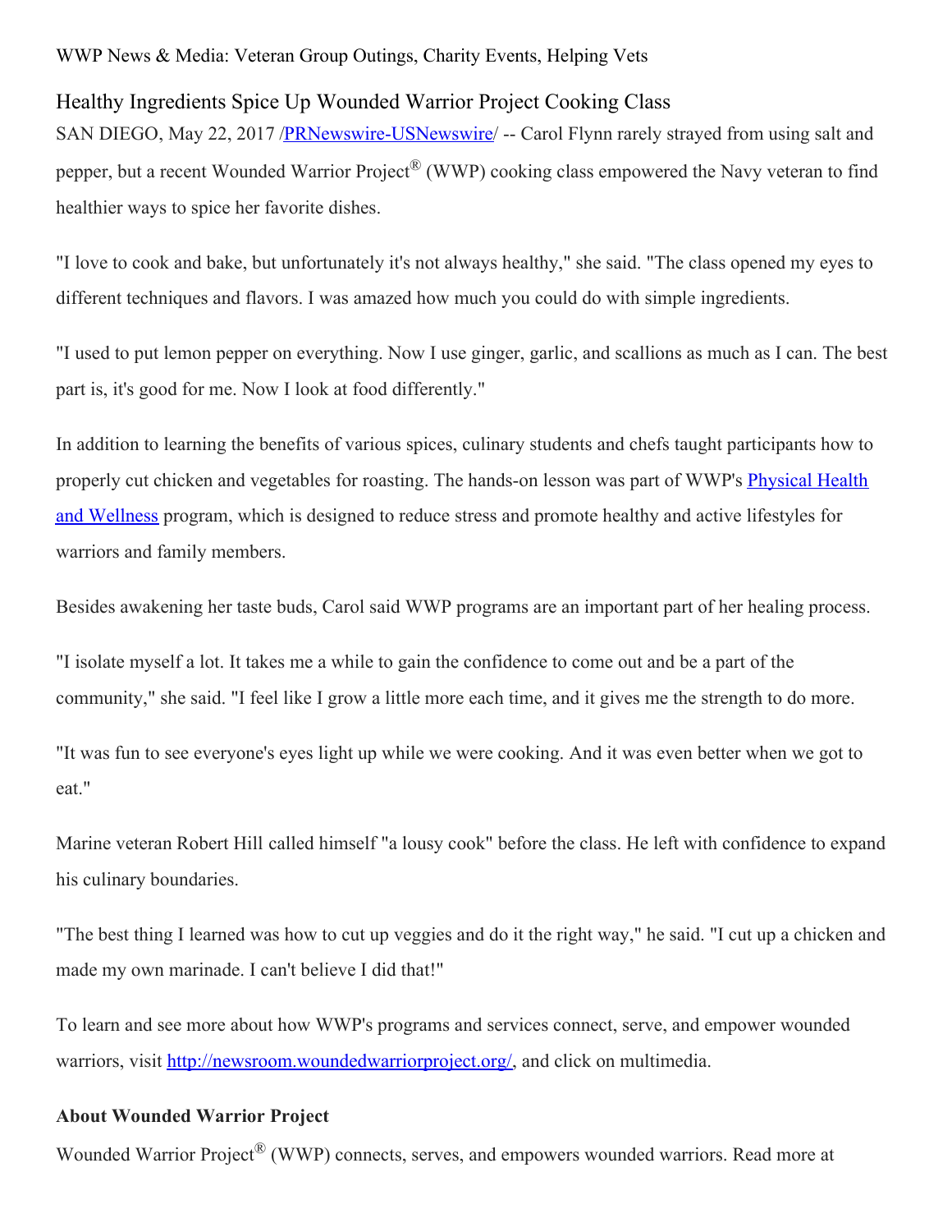WWP News & Media: Veteran Group Outings, Charity Events, Helping Vets

## Healthy Ingredients Spice Up Wounded Warrior Project Cooking Class

SAN DIEGO, May 22, 2017 /[PRNewswire-USNewswire](http://www.prnewswire.com/)/ -- Carol Flynn rarely strayed from using salt and pepper, but a recent Wounded Warrior Project® (WWP) cooking class empowered the Navy veteran to find healthier ways to spice her favorite dishes.

"I love to cook and bake, but unfortunately it's not always healthy," she said. "The class opened my eyes to different techniques and flavors. I was amazed how much you could do with simple ingredients.

"I used to put lemon pepper on everything. Now I use ginger, garlic, and scallions as much as I can. The best part is, it's good for me. Now I look at food differently."

In addition to learning the benefits of various spices, culinary students and chefs taught participants how to properly cut chicken and vegetables for roasting. The hands-on lesson was part of WWP's Physical Health and Wellness program, which is designed to reduce stress and promote healthy and active lifestyles for warriors and family members.

Besides awakening her taste buds, Carol said WWP programs are an important part of her healing process.

"I isolate myself a lot. It takes me a while to gain the confidence to come out and be a part of the community," she said. "I feel like I grow a little more each time, and it gives me the strength to do more.

"It was fun to see everyone's eyes light up while we were cooking. And it was even better when we got to eat."

Marine veteran Robert Hill called himself "a lousy cook" before the class. He left with confidence to expand his culinary boundaries.

"The best thing I learned was how to cut up veggies and do it the right way," he said. "I cut up a chicken and made my own marinade. I can't believe I did that!"

To learn and see more about how WWP's programs and services connect, serve, and empower wounded warriors, visit http://newsroom.woundedwarriorproject.org/, and click on multimedia.

**About Wounded Warrior Project**

Wounded Warrior Project® (WWP) connects, serves, and empowers wounded warriors. Read more at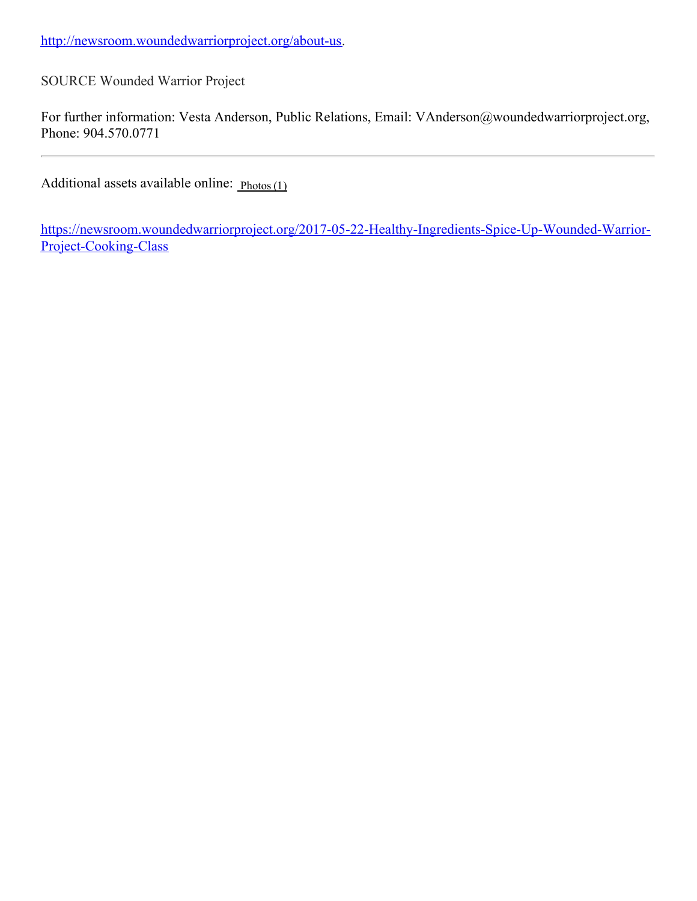http://newsroom.woundedwarriorproject.org/about-us.

SOURCE Wounded Warrior Project

For further information: Vesta Anderson, Public Relations, Email: VAnderson@woundedwarriorproject.org, Phone: 904.570.0771

---

Additional assets available online: Photos (1)

https://newsroom.woundedwarriorproject.org/2017-05-22-Healthy-Ingredients-Spice-Up-Wounded-Warrior-Project-Cooking-Class